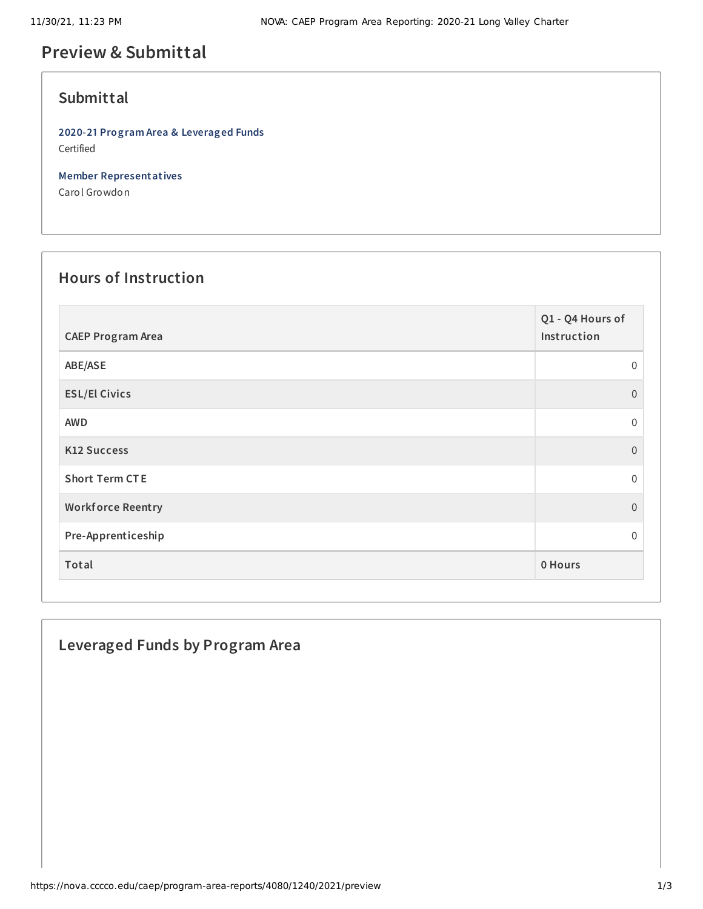# Preview & Submittal

## Submittal

**2020-21 Program Area & Leveraged Funds**
Certified

**Member Representatives**
Carol Growdon

## Hours of Instruction

| CAEP Program Area | Q1 - Q4 Hours of Instruction |
|---|---|
| ABE/ASE | 0 |
| ESL/El Civics | 0 |
| AWD | 0 |
| K12 Success | 0 |
| Short Term CTE | 0 |
| Workforce Reentry | 0 |
| Pre-Apprenticeship | 0 |
| Total | 0 Hours |

## Leveraged Funds by Program Area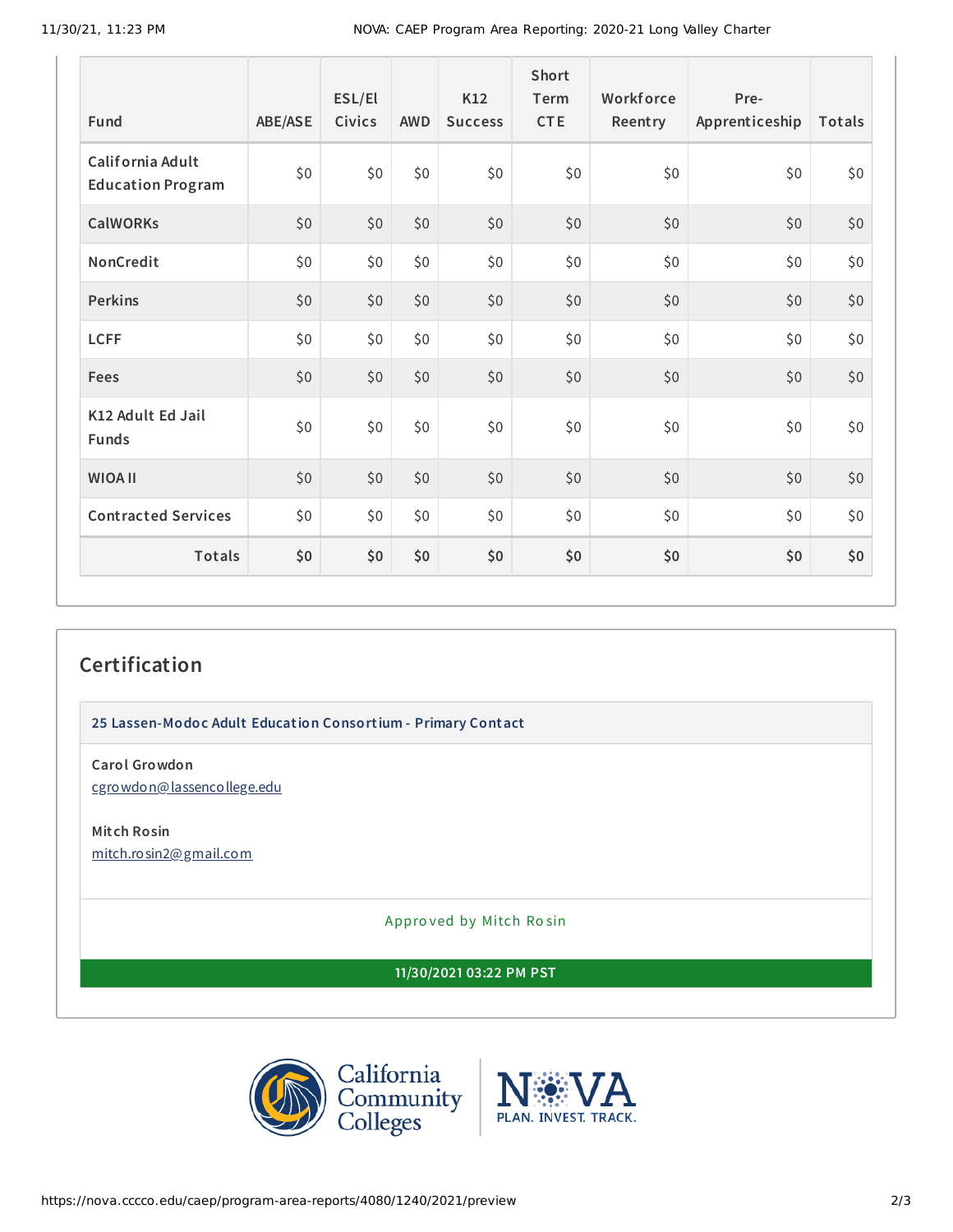| Fund | ABE/ASE | ESL/El Civics | AWD | K12 Success | Short Term CTE | Workforce Reentry | Pre-Apprenticeship | Totals |
|---|---|---|---|---|---|---|---|---|
| California Adult Education Program | $0 | $0 | $0 | $0 | $0 | $0 | $0 | $0 |
| CalWORKs | $0 | $0 | $0 | $0 | $0 | $0 | $0 | $0 |
| NonCredit | $0 | $0 | $0 | $0 | $0 | $0 | $0 | $0 |
| Perkins | $0 | $0 | $0 | $0 | $0 | $0 | $0 | $0 |
| LCFF | $0 | $0 | $0 | $0 | $0 | $0 | $0 | $0 |
| Fees | $0 | $0 | $0 | $0 | $0 | $0 | $0 | $0 |
| K12 Adult Ed Jail Funds | $0 | $0 | $0 | $0 | $0 | $0 | $0 | $0 |
| WIOA II | $0 | $0 | $0 | $0 | $0 | $0 | $0 | $0 |
| Contracted Services | $0 | $0 | $0 | $0 | $0 | $0 | $0 | $0 |
| **Totals** | **$0** | **$0** | **$0** | **$0** | **$0** | **$0** | **$0** | **$0** |

## Certification

**25 Lassen-Modoc Adult Education Consortium - Primary Contact**

**Carol Growdon**
cgrowdon@lassencollege.edu

**Mitch Rosin**
mitch.rosin2@gmail.com

Approved by Mitch Rosin

**11/30/2021 03:22 PM PST**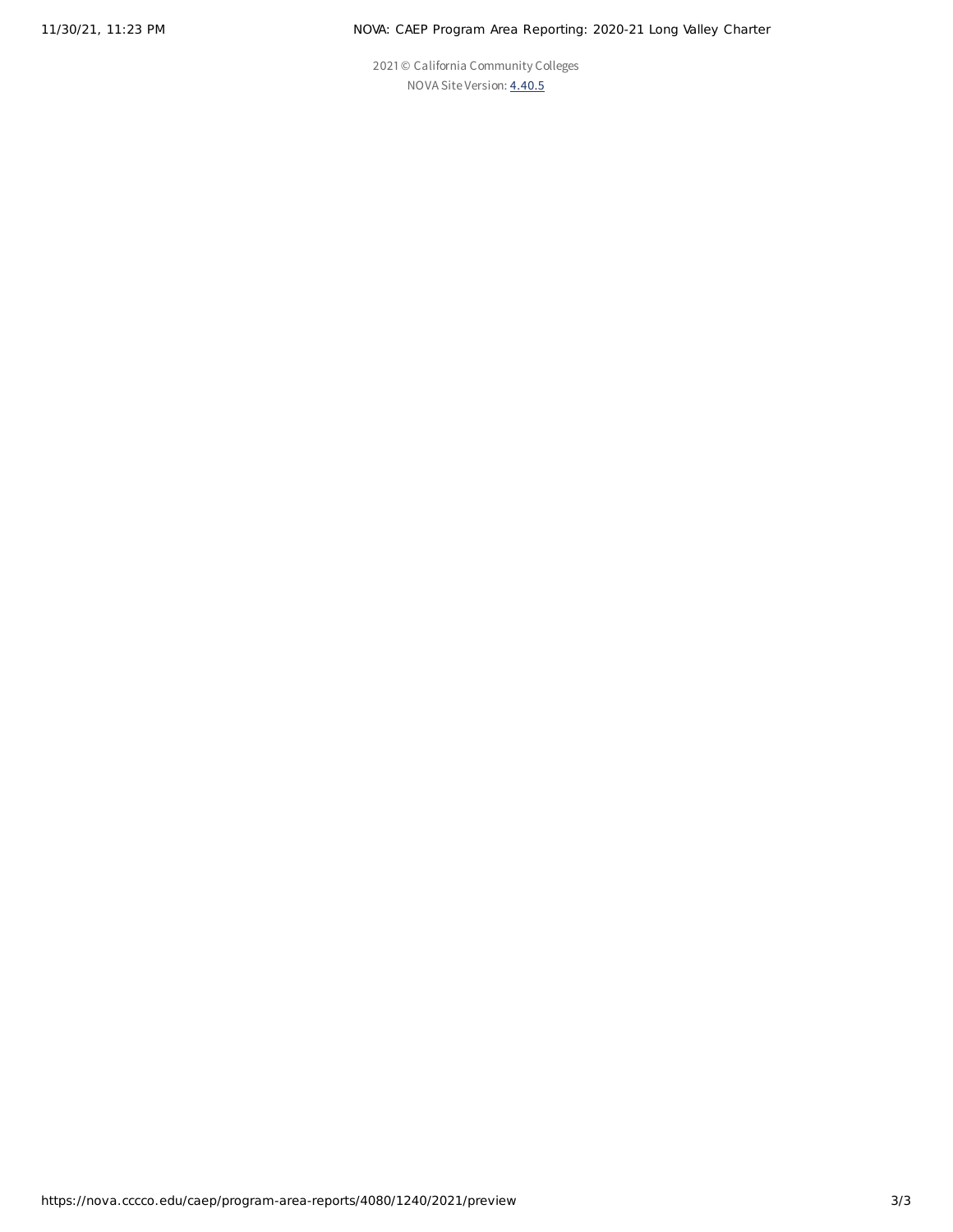2021 © California Community Colleges
NOVA Site Version: 4.40.5